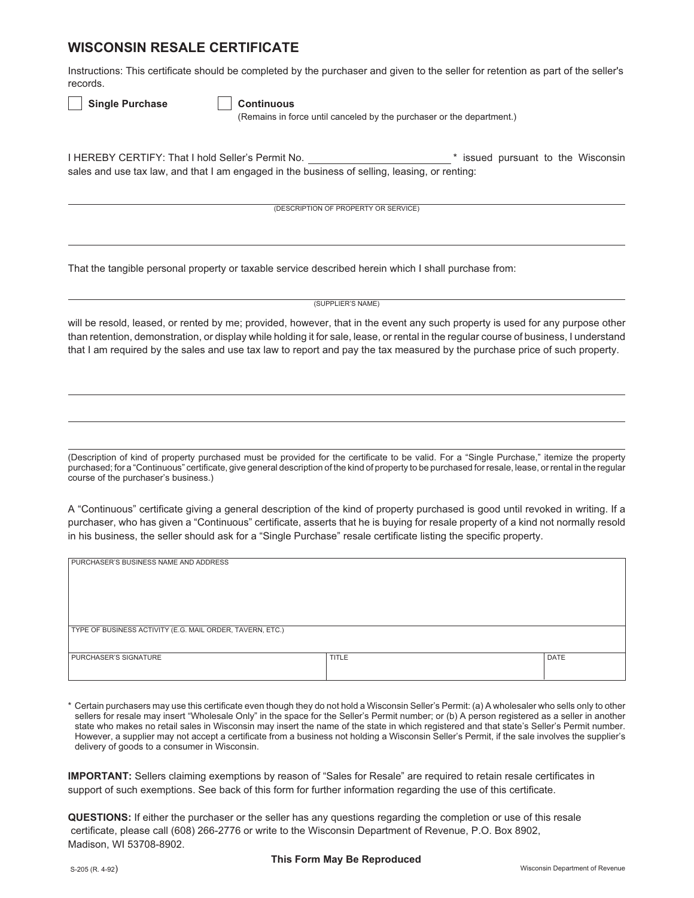# WISCONSIN RESALE CERTIFICATE

Instructions: This certificate should be completed by the purchaser and given to the seller for retention as part of the seller's records.

☐ **Single Purchase** ☐ **Continuous**
(Remains in force until canceled by the purchaser or the department.)

I HEREBY CERTIFY: That I hold Seller's Permit No. ______________________* issued pursuant to the Wisconsin sales and use tax law, and that I am engaged in the business of selling, leasing, or renting:

______________________________________________________________________
(DESCRIPTION OF PROPERTY OR SERVICE)

______________________________________________________________________

That the tangible personal property or taxable service described herein which I shall purchase from:

______________________________________________________________________
(SUPPLIER'S NAME)

will be resold, leased, or rented by me; provided, however, that in the event any such property is used for any purpose other than retention, demonstration, or display while holding it for sale, lease, or rental in the regular course of business, I understand that I am required by the sales and use tax law to report and pay the tax measured by the purchase price of such property.

______________________________________________________________________

______________________________________________________________________

______________________________________________________________________

(Description of kind of property purchased must be provided for the certificate to be valid. For a "Single Purchase," itemize the property purchased; for a "Continuous" certificate, give general description of the kind of property to be purchased for resale, lease, or rental in the regular course of the purchaser's business.)

A "Continuous" certificate giving a general description of the kind of property purchased is good until revoked in writing. If a purchaser, who has given a "Continuous" certificate, asserts that he is buying for resale property of a kind not normally resold in his business, the seller should ask for a "Single Purchase" resale certificate listing the specific property.

| PURCHASER'S BUSINESS NAME AND ADDRESS | | |
|---|---|---|
| TYPE OF BUSINESS ACTIVITY (E.G. MAIL ORDER, TAVERN, ETC.) | | |
| PURCHASER'S SIGNATURE | TITLE | DATE |

\* Certain purchasers may use this certificate even though they do not hold a Wisconsin Seller's Permit: (a) A wholesaler who sells only to other sellers for resale may insert "Wholesale Only" in the space for the Seller's Permit number; or (b) A person registered as a seller in another state who makes no retail sales in Wisconsin may insert the name of the state in which registered and that state's Seller's Permit number. However, a supplier may not accept a certificate from a business not holding a Wisconsin Seller's Permit, if the sale involves the supplier's delivery of goods to a consumer in Wisconsin.

**IMPORTANT:** Sellers claiming exemptions by reason of "Sales for Resale" are required to retain resale certificates in support of such exemptions. See back of this form for further information regarding the use of this certificate.

**QUESTIONS:** If either the purchaser or the seller has any questions regarding the completion or use of this resale certificate, please call (608) 266-2776 or write to the Wisconsin Department of Revenue, P.O. Box 8902, Madison, WI 53708-8902.

**This Form May Be Reproduced**

S-205 (R. 4-92) Wisconsin Department of Revenue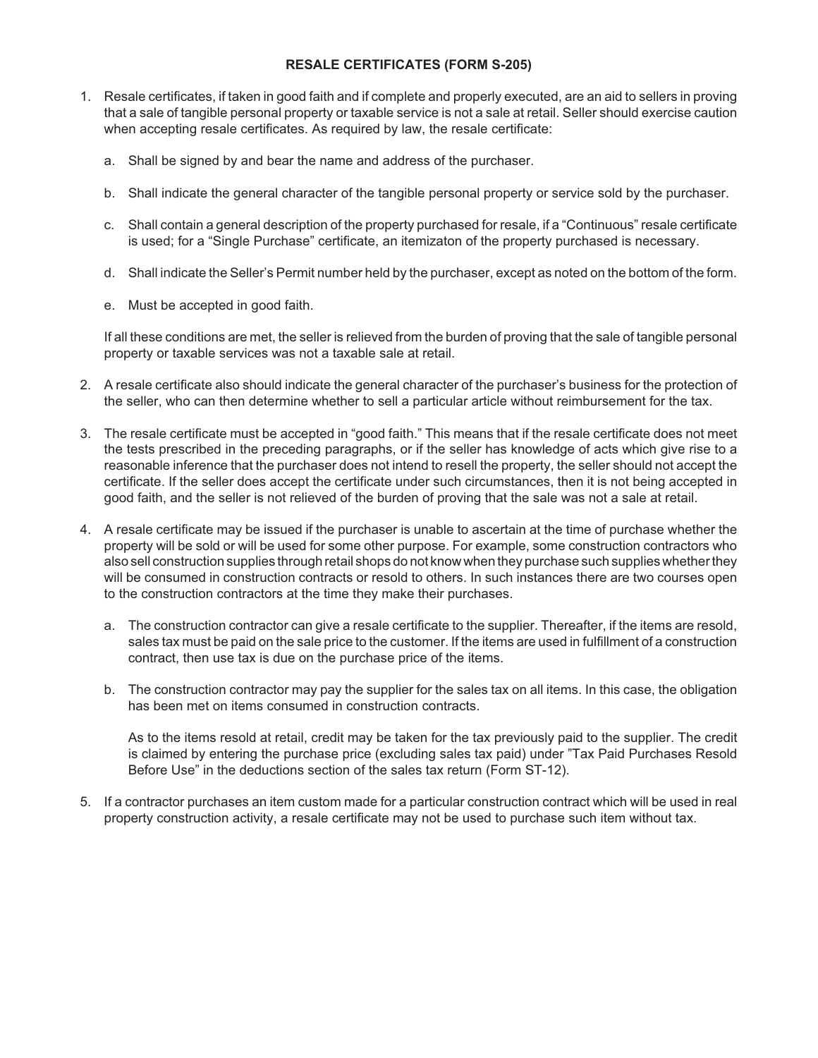## RESALE CERTIFICATES (FORM S-205)

1. Resale certificates, if taken in good faith and if complete and properly executed, are an aid to sellers in proving that a sale of tangible personal property or taxable service is not a sale at retail. Seller should exercise caution when accepting resale certificates. As required by law, the resale certificate:

   a. Shall be signed by and bear the name and address of the purchaser.

   b. Shall indicate the general character of the tangible personal property or service sold by the purchaser.

   c. Shall contain a general description of the property purchased for resale, if a "Continuous" resale certificate is used; for a "Single Purchase" certificate, an itemizaton of the property purchased is necessary.

   d. Shall indicate the Seller's Permit number held by the purchaser, except as noted on the bottom of the form.

   e. Must be accepted in good faith.

   If all these conditions are met, the seller is relieved from the burden of proving that the sale of tangible personal property or taxable services was not a taxable sale at retail.

2. A resale certificate also should indicate the general character of the purchaser's business for the protection of the seller, who can then determine whether to sell a particular article without reimbursement for the tax.

3. The resale certificate must be accepted in "good faith." This means that if the resale certificate does not meet the tests prescribed in the preceding paragraphs, or if the seller has knowledge of acts which give rise to a reasonable inference that the purchaser does not intend to resell the property, the seller should not accept the certificate. If the seller does accept the certificate under such circumstances, then it is not being accepted in good faith, and the seller is not relieved of the burden of proving that the sale was not a sale at retail.

4. A resale certificate may be issued if the purchaser is unable to ascertain at the time of purchase whether the property will be sold or will be used for some other purpose. For example, some construction contractors who also sell construction supplies through retail shops do not know when they purchase such supplies whether they will be consumed in construction contracts or resold to others. In such instances there are two courses open to the construction contractors at the time they make their purchases.

   a. The construction contractor can give a resale certificate to the supplier. Thereafter, if the items are resold, sales tax must be paid on the sale price to the customer. If the items are used in fulfillment of a construction contract, then use tax is due on the purchase price of the items.

   b. The construction contractor may pay the supplier for the sales tax on all items. In this case, the obligation has been met on items consumed in construction contracts.

      As to the items resold at retail, credit may be taken for the tax previously paid to the supplier. The credit is claimed by entering the purchase price (excluding sales tax paid) under "Tax Paid Purchases Resold Before Use" in the deductions section of the sales tax return (Form ST-12).

5. If a contractor purchases an item custom made for a particular construction contract which will be used in real property construction activity, a resale certificate may not be used to purchase such item without tax.